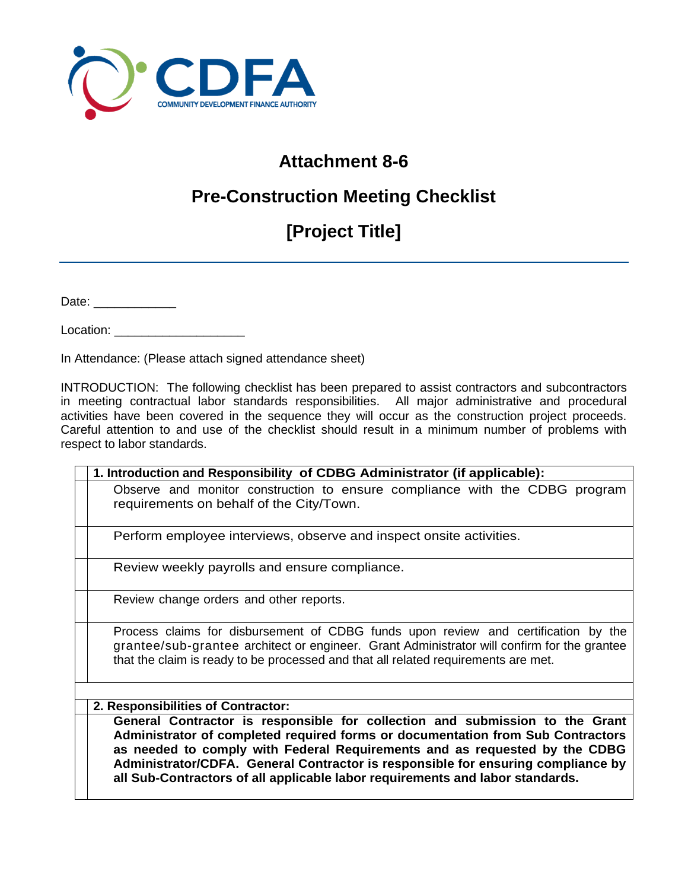CDFA

COMMUNITY DEVELOPMENT FINANCE AUTHORITY

# Attachment 8-6

## Pre-Construction Meeting Checklist

## [Project Title]

Date: ____________

Location: ___________________

In Attendance: (Please attach signed attendance sheet)

INTRODUCTION: The following checklist has been prepared to assist contractors and subcontractors in meeting contractual labor standards responsibilities. All major administrative and procedural activities have been covered in the sequence they will occur as the construction project proceeds. Careful attention to and use of the checklist should result in a minimum number of problems with respect to labor standards.

| | |
|---|---|
| | **1. Introduction and Responsibility of CDBG Administrator (if applicable):** |
| | Observe and monitor construction to ensure compliance with the CDBG program requirements on behalf of the City/Town. |
| | Perform employee interviews, observe and inspect onsite activities. |
| | Review weekly payrolls and ensure compliance. |
| | Review change orders and other reports. |
| | Process claims for disbursement of CDBG funds upon review and certification by the grantee/sub-grantee architect or engineer. Grant Administrator will confirm for the grantee that the claim is ready to be processed and that all related requirements are met. |
| | |
| | **2. Responsibilities of Contractor:** |
| | **General Contractor is responsible for collection and submission to the Grant Administrator of completed required forms or documentation from Sub Contractors as needed to comply with Federal Requirements and as requested by the CDBG Administrator/CDFA. General Contractor is responsible for ensuring compliance by all Sub-Contractors of all applicable labor requirements and labor standards.** |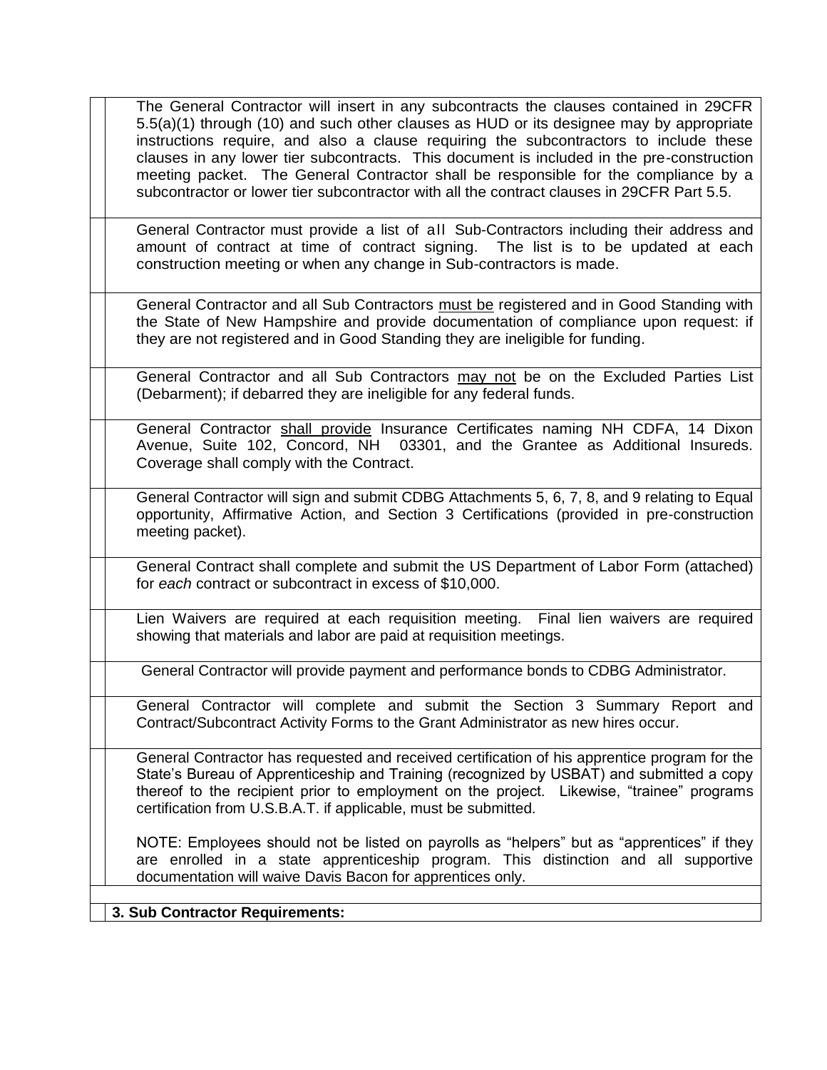| | |
|---|---|
| | The General Contractor will insert in any subcontracts the clauses contained in 29CFR 5.5(a)(1) through (10) and such other clauses as HUD or its designee may by appropriate instructions require, and also a clause requiring the subcontractors to include these clauses in any lower tier subcontracts. This document is included in the pre-construction meeting packet. The General Contractor shall be responsible for the compliance by a subcontractor or lower tier subcontractor with all the contract clauses in 29CFR Part 5.5. |
| | General Contractor must provide a list of all Sub-Contractors including their address and amount of contract at time of contract signing. The list is to be updated at each construction meeting or when any change in Sub-contractors is made. |
| | General Contractor and all Sub Contractors <u>must be</u> registered and in Good Standing with the State of New Hampshire and provide documentation of compliance upon request: if they are not registered and in Good Standing they are ineligible for funding. |
| | General Contractor and all Sub Contractors <u>may not</u> be on the Excluded Parties List (Debarment); if debarred they are ineligible for any federal funds. |
| | General Contractor <u>shall provide</u> Insurance Certificates naming NH CDFA, 14 Dixon Avenue, Suite 102, Concord, NH 03301, and the Grantee as Additional Insureds. Coverage shall comply with the Contract. |
| | General Contractor will sign and submit CDBG Attachments 5, 6, 7, 8, and 9 relating to Equal opportunity, Affirmative Action, and Section 3 Certifications (provided in pre-construction meeting packet). |
| | General Contract shall complete and submit the US Department of Labor Form (attached) for *each* contract or subcontract in excess of $10,000. |
| | Lien Waivers are required at each requisition meeting. Final lien waivers are required showing that materials and labor are paid at requisition meetings. |
| | General Contractor will provide payment and performance bonds to CDBG Administrator. |
| | General Contractor will complete and submit the Section 3 Summary Report and Contract/Subcontract Activity Forms to the Grant Administrator as new hires occur. |
| | General Contractor has requested and received certification of his apprentice program for the State's Bureau of Apprenticeship and Training (recognized by USBAT) and submitted a copy thereof to the recipient prior to employment on the project. Likewise, "trainee" programs certification from U.S.B.A.T. if applicable, must be submitted.<br><br>NOTE: Employees should not be listed on payrolls as "helpers" but as "apprentices" if they are enrolled in a state apprenticeship program. This distinction and all supportive documentation will waive Davis Bacon for apprentices only. |
| | |
| | **3. Sub Contractor Requirements:** |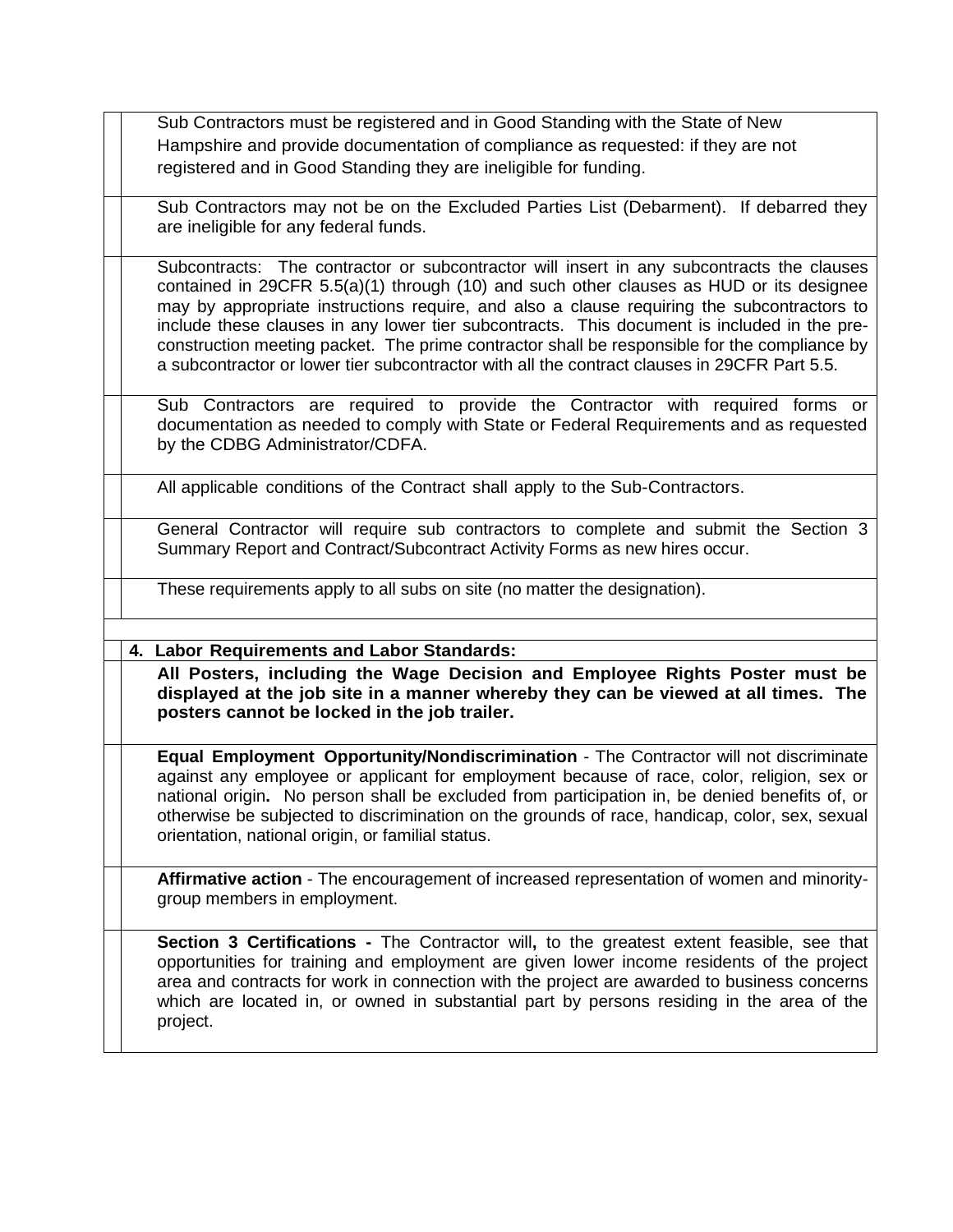Sub Contractors must be registered and in Good Standing with the State of New Hampshire and provide documentation of compliance as requested: if they are not registered and in Good Standing they are ineligible for funding.

Sub Contractors may not be on the Excluded Parties List (Debarment). If debarred they are ineligible for any federal funds.

Subcontracts: The contractor or subcontractor will insert in any subcontracts the clauses contained in 29CFR 5.5(a)(1) through (10) and such other clauses as HUD or its designee may by appropriate instructions require, and also a clause requiring the subcontractors to include these clauses in any lower tier subcontracts. This document is included in the pre-construction meeting packet. The prime contractor shall be responsible for the compliance by a subcontractor or lower tier subcontractor with all the contract clauses in 29CFR Part 5.5.

Sub Contractors are required to provide the Contractor with required forms or documentation as needed to comply with State or Federal Requirements and as requested by the CDBG Administrator/CDFA.

All applicable conditions of the Contract shall apply to the Sub-Contractors.

General Contractor will require sub contractors to complete and submit the Section 3 Summary Report and Contract/Subcontract Activity Forms as new hires occur.

These requirements apply to all subs on site (no matter the designation).

## 4. Labor Requirements and Labor Standards:

**All Posters, including the Wage Decision and Employee Rights Poster must be displayed at the job site in a manner whereby they can be viewed at all times. The posters cannot be locked in the job trailer.**

**Equal Employment Opportunity/Nondiscrimination** - The Contractor will not discriminate against any employee or applicant for employment because of race, color, religion, sex or national origin**.** No person shall be excluded from participation in, be denied benefits of, or otherwise be subjected to discrimination on the grounds of race, handicap, color, sex, sexual orientation, national origin, or familial status.

**Affirmative action** - The encouragement of increased representation of women and minority-group members in employment.

**Section 3 Certifications -** The Contractor will**,** to the greatest extent feasible, see that opportunities for training and employment are given lower income residents of the project area and contracts for work in connection with the project are awarded to business concerns which are located in, or owned in substantial part by persons residing in the area of the project.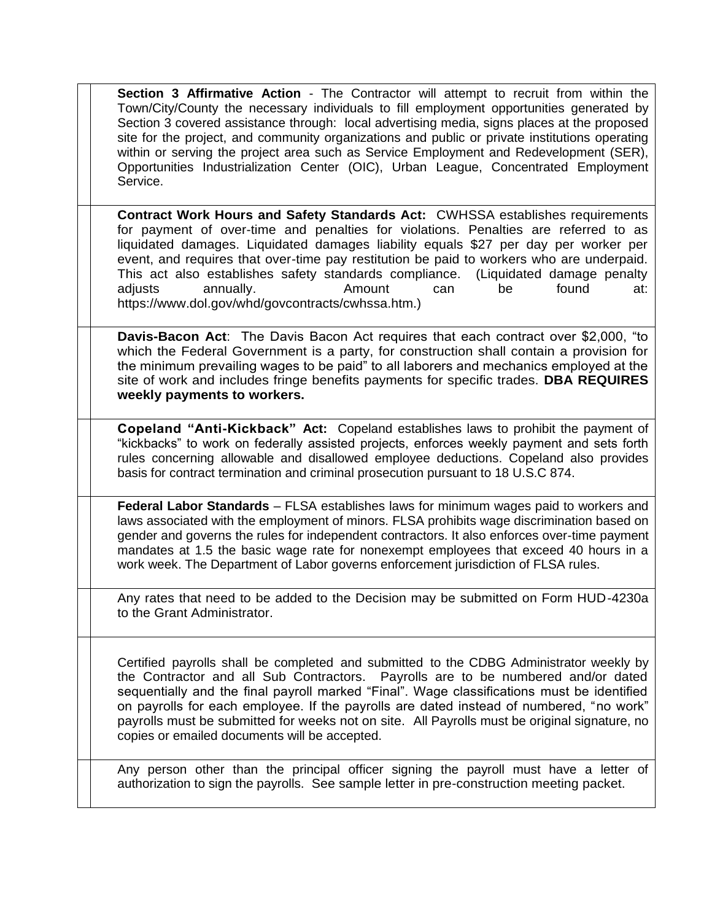| | |
|---|---|
| | **Section 3 Affirmative Action** - The Contractor will attempt to recruit from within the Town/City/County the necessary individuals to fill employment opportunities generated by Section 3 covered assistance through: local advertising media, signs places at the proposed site for the project, and community organizations and public or private institutions operating within or serving the project area such as Service Employment and Redevelopment (SER), Opportunities Industrialization Center (OIC), Urban League, Concentrated Employment Service. |
| | **Contract Work Hours and Safety Standards Act:** CWHSSA establishes requirements for payment of over-time and penalties for violations. Penalties are referred to as liquidated damages. Liquidated damages liability equals $27 per day per worker per event, and requires that over-time pay restitution be paid to workers who are underpaid. This act also establishes safety standards compliance. (Liquidated damage penalty adjusts annually. Amount can be found at: https://www.dol.gov/whd/govcontracts/cwhssa.htm.) |
| | **Davis-Bacon Act**: The Davis Bacon Act requires that each contract over $2,000, "to which the Federal Government is a party, for construction shall contain a provision for the minimum prevailing wages to be paid" to all laborers and mechanics employed at the site of work and includes fringe benefits payments for specific trades. **DBA REQUIRES weekly payments to workers.** |
| | **Copeland "Anti-Kickback" Act:** Copeland establishes laws to prohibit the payment of "kickbacks" to work on federally assisted projects, enforces weekly payment and sets forth rules concerning allowable and disallowed employee deductions. Copeland also provides basis for contract termination and criminal prosecution pursuant to 18 U.S.C 874. |
| | **Federal Labor Standards** – FLSA establishes laws for minimum wages paid to workers and laws associated with the employment of minors. FLSA prohibits wage discrimination based on gender and governs the rules for independent contractors. It also enforces over-time payment mandates at 1.5 the basic wage rate for nonexempt employees that exceed 40 hours in a work week. The Department of Labor governs enforcement jurisdiction of FLSA rules. |
| | Any rates that need to be added to the Decision may be submitted on Form HUD-4230a to the Grant Administrator. |
| | Certified payrolls shall be completed and submitted to the CDBG Administrator weekly by the Contractor and all Sub Contractors. Payrolls are to be numbered and/or dated sequentially and the final payroll marked "Final". Wage classifications must be identified on payrolls for each employee. If the payrolls are dated instead of numbered, "no work" payrolls must be submitted for weeks not on site. All Payrolls must be original signature, no copies or emailed documents will be accepted. |
| | Any person other than the principal officer signing the payroll must have a letter of authorization to sign the payrolls. See sample letter in pre-construction meeting packet. |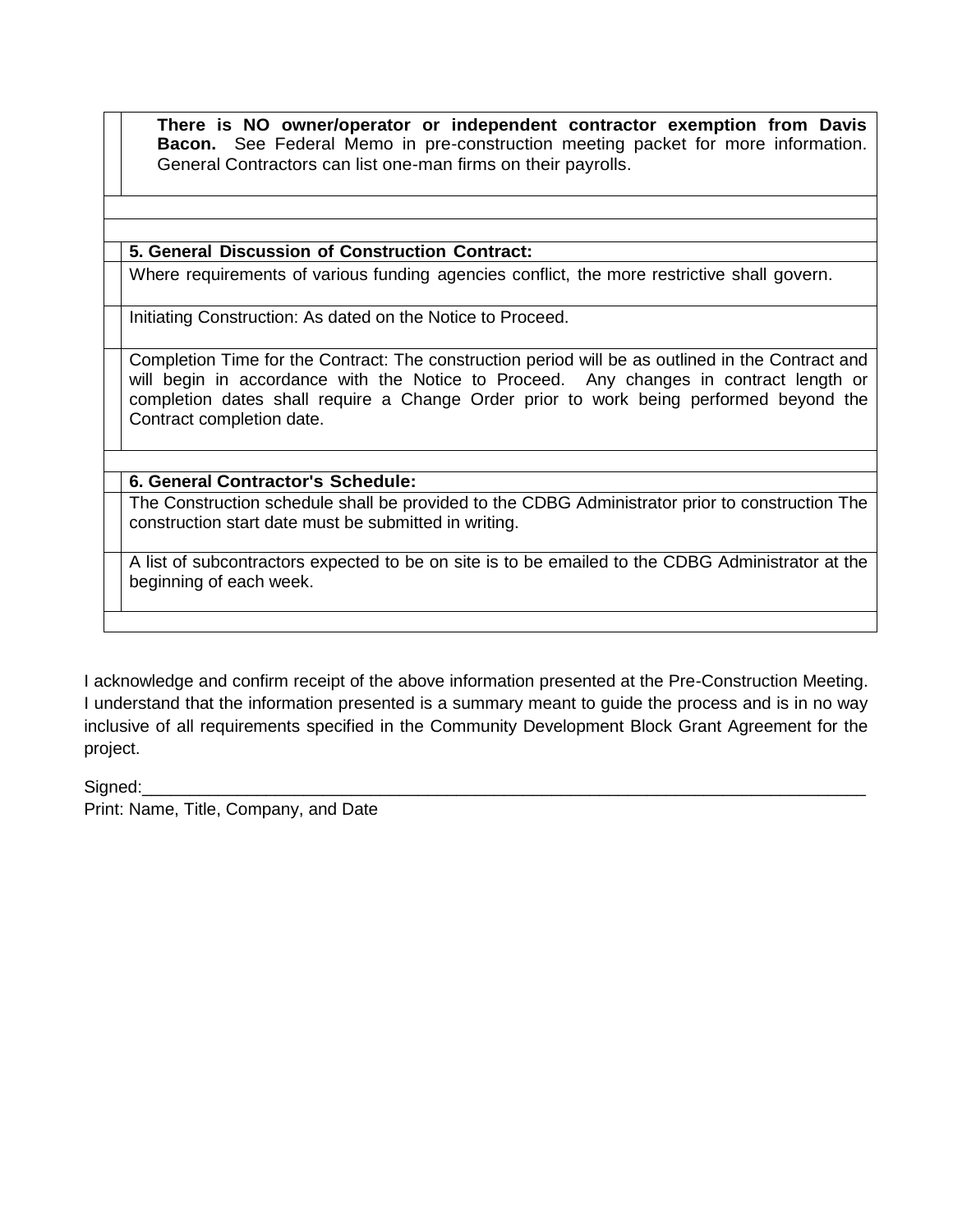| | |
|---|---|
| | **There is NO owner/operator or independent contractor exemption from Davis Bacon.** See Federal Memo in pre-construction meeting packet for more information. General Contractors can list one-man firms on their payrolls. |
| | |
| | |
| | **5. General Discussion of Construction Contract:** |
| | Where requirements of various funding agencies conflict, the more restrictive shall govern. |
| | Initiating Construction: As dated on the Notice to Proceed. |
| | Completion Time for the Contract: The construction period will be as outlined in the Contract and will begin in accordance with the Notice to Proceed. Any changes in contract length or completion dates shall require a Change Order prior to work being performed beyond the Contract completion date. |
| | |
| | **6. General Contractor's Schedule:** |
| | The Construction schedule shall be provided to the CDBG Administrator prior to construction The construction start date must be submitted in writing. |
| | A list of subcontractors expected to be on site is to be emailed to the CDBG Administrator at the beginning of each week. |
| | |

I acknowledge and confirm receipt of the above information presented at the Pre-Construction Meeting. I understand that the information presented is a summary meant to guide the process and is in no way inclusive of all requirements specified in the Community Development Block Grant Agreement for the project.

Signed:_______________________________________________________________________________

Print: Name, Title, Company, and Date